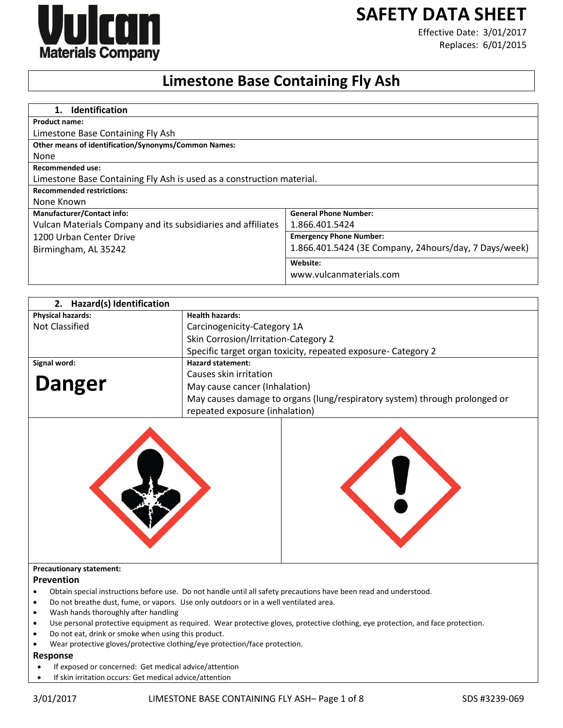Vulcan Materials Company

# SAFETY DATA SHEET

Effective Date: 3/01/2017
Replaces: 6/01/2015

# Limestone Base Containing Fly Ash

## 1. Identification

**Product name:**
Limestone Base Containing Fly Ash

**Other means of identification/Synonyms/Common Names:**
None

**Recommended use:**
Limestone Base Containing Fly Ash is used as a construction material.

**Recommended restrictions:**
None Known

| **Manufacturer/Contact info:** | **General Phone Number:** |
|---|---|
| Vulcan Materials Company and its subsidiaries and affiliates | 1.866.401.5424 |
| 1200 Urban Center Drive<br>Birmingham, AL 35242 | **Emergency Phone Number:**<br>1.866.401.5424 (3E Company, 24hours/day, 7 Days/week) |
| | **Website:**<br>www.vulcanmaterials.com |

## 2. Hazard(s) Identification

| **Physical hazards:** | **Health hazards:** |
|---|---|
| Not Classified | Carcinogenicity-Category 1A<br>Skin Corrosion/Irritation-Category 2<br>Specific target organ toxicity, repeated exposure- Category 2 |
| **Signal word:** | **Hazard statement:** |
| **Danger** | Causes skin irritation<br>May cause cancer (Inhalation)<br>May causes damage to organs (lung/respiratory system) through prolonged or repeated exposure (inhalation) |

**Precautionary statement:**

### Prevention

- Obtain special instructions before use. Do not handle until all safety precautions have been read and understood.
- Do not breathe dust, fume, or vapors. Use only outdoors or in a well ventilated area.
- Wash hands thoroughly after handling
- Use personal protective equipment as required. Wear protective gloves, protective clothing, eye protection, and face protection.
- Do not eat, drink or smoke when using this product.
- Wear protective gloves/protective clothing/eye protection/face protection.

### Response

- If exposed or concerned: Get medical advice/attention
- If skin irritation occurs: Get medical advice/attention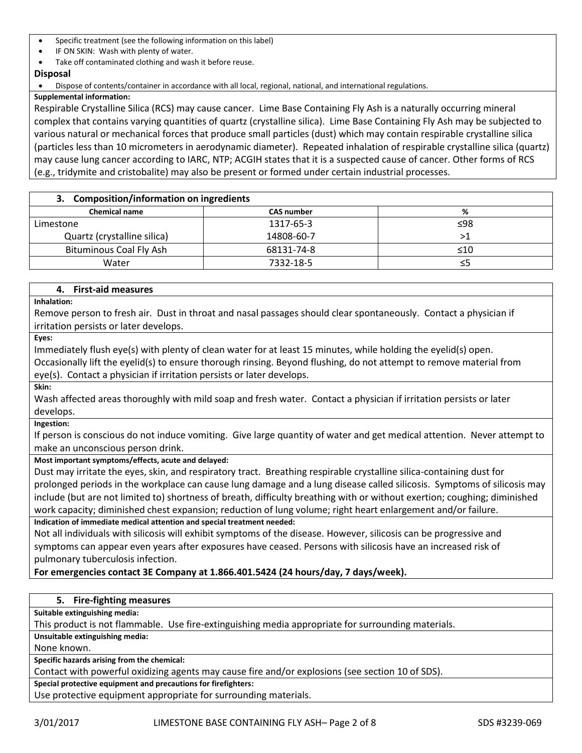- Specific treatment (see the following information on this label)
- IF ON SKIN: Wash with plenty of water.
- Take off contaminated clothing and wash it before reuse.

**Disposal**

- Dispose of contents/container in accordance with all local, regional, national, and international regulations.

**Supplemental information:**

Respirable Crystalline Silica (RCS) may cause cancer. Lime Base Containing Fly Ash is a naturally occurring mineral complex that contains varying quantities of quartz (crystalline silica). Lime Base Containing Fly Ash may be subjected to various natural or mechanical forces that produce small particles (dust) which may contain respirable crystalline silica (particles less than 10 micrometers in aerodynamic diameter). Repeated inhalation of respirable crystalline silica (quartz) may cause lung cancer according to IARC, NTP; ACGIH states that it is a suspected cause of cancer. Other forms of RCS (e.g., tridymite and cristobalite) may also be present or formed under certain industrial processes.

## 3. Composition/information on ingredients

| Chemical name | CAS number | % |
|---|---|---|
| Limestone | 1317-65-3 | ≤98 |
| Quartz (crystalline silica) | 14808-60-7 | >1 |
| Bituminous Coal Fly Ash | 68131-74-8 | ≤10 |
| Water | 7332-18-5 | ≤5 |

## 4. First-aid measures

**Inhalation:**

Remove person to fresh air. Dust in throat and nasal passages should clear spontaneously. Contact a physician if irritation persists or later develops.

**Eyes:**

Immediately flush eye(s) with plenty of clean water for at least 15 minutes, while holding the eyelid(s) open. Occasionally lift the eyelid(s) to ensure thorough rinsing. Beyond flushing, do not attempt to remove material from eye(s). Contact a physician if irritation persists or later develops.

**Skin:**

Wash affected areas thoroughly with mild soap and fresh water. Contact a physician if irritation persists or later develops.

**Ingestion:**

If person is conscious do not induce vomiting. Give large quantity of water and get medical attention. Never attempt to make an unconscious person drink.

**Most important symptoms/effects, acute and delayed:**

Dust may irritate the eyes, skin, and respiratory tract. Breathing respirable crystalline silica-containing dust for prolonged periods in the workplace can cause lung damage and a lung disease called silicosis. Symptoms of silicosis may include (but are not limited to) shortness of breath, difficulty breathing with or without exertion; coughing; diminished work capacity; diminished chest expansion; reduction of lung volume; right heart enlargement and/or failure.

**Indication of immediate medical attention and special treatment needed:**

Not all individuals with silicosis will exhibit symptoms of the disease. However, silicosis can be progressive and symptoms can appear even years after exposures have ceased. Persons with silicosis have an increased risk of pulmonary tuberculosis infection.

**For emergencies contact 3E Company at 1.866.401.5424 (24 hours/day, 7 days/week).**

## 5. Fire-fighting measures

**Suitable extinguishing media:**

This product is not flammable. Use fire-extinguishing media appropriate for surrounding materials.

**Unsuitable extinguishing media:**

None known.

**Specific hazards arising from the chemical:**

Contact with powerful oxidizing agents may cause fire and/or explosions (see section 10 of SDS).

**Special protective equipment and precautions for firefighters:**

Use protective equipment appropriate for surrounding materials.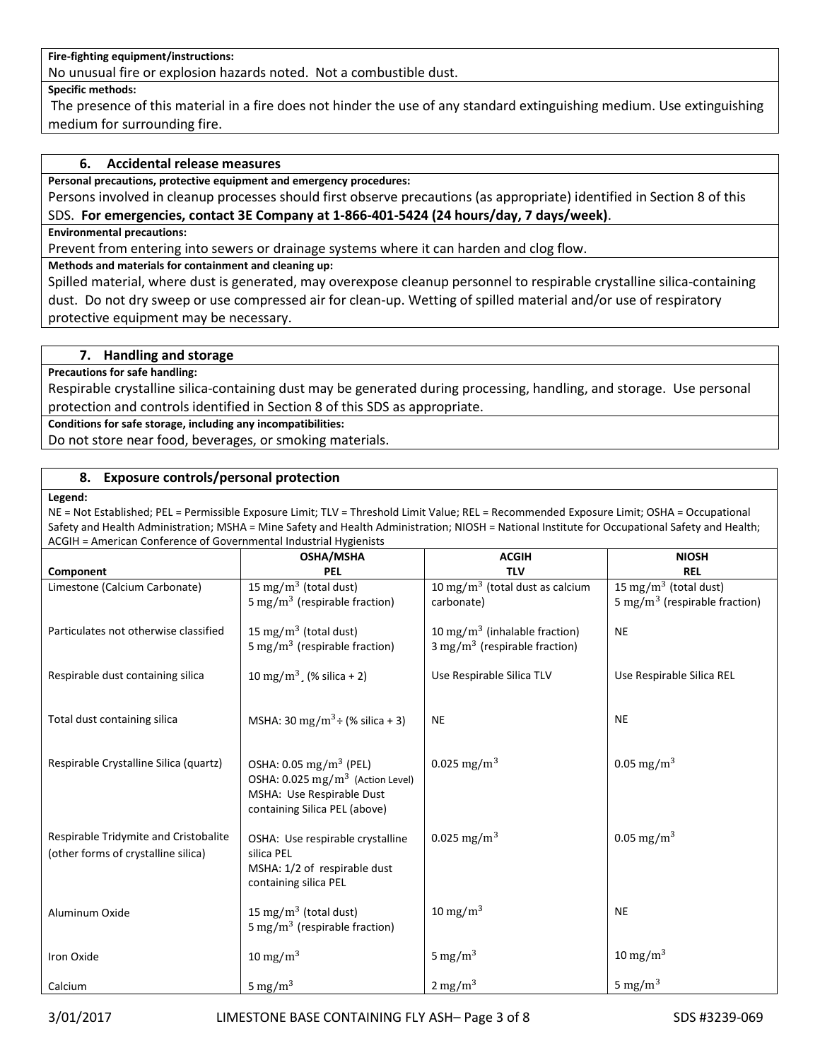**Fire-fighting equipment/instructions:**

No unusual fire or explosion hazards noted. Not a combustible dust.

**Specific methods:**

The presence of this material in a fire does not hinder the use of any standard extinguishing medium. Use extinguishing medium for surrounding fire.

## 6. Accidental release measures

**Personal precautions, protective equipment and emergency procedures:**

Persons involved in cleanup processes should first observe precautions (as appropriate) identified in Section 8 of this SDS. **For emergencies, contact 3E Company at 1-866-401-5424 (24 hours/day, 7 days/week)**.

**Environmental precautions:**

Prevent from entering into sewers or drainage systems where it can harden and clog flow.

**Methods and materials for containment and cleaning up:**

Spilled material, where dust is generated, may overexpose cleanup personnel to respirable crystalline silica-containing dust. Do not dry sweep or use compressed air for clean-up. Wetting of spilled material and/or use of respiratory protective equipment may be necessary.

## 7. Handling and storage

**Precautions for safe handling:**

Respirable crystalline silica-containing dust may be generated during processing, handling, and storage. Use personal protection and controls identified in Section 8 of this SDS as appropriate.

**Conditions for safe storage, including any incompatibilities:**

Do not store near food, beverages, or smoking materials.

## 8. Exposure controls/personal protection

**Legend:**

NE = Not Established; PEL = Permissible Exposure Limit; TLV = Threshold Limit Value; REL = Recommended Exposure Limit; OSHA = Occupational Safety and Health Administration; MSHA = Mine Safety and Health Administration; NIOSH = National Institute for Occupational Safety and Health; ACGIH = American Conference of Governmental Industrial Hygienists

| Component | OSHA/MSHA PEL | ACGIH TLV | NIOSH REL |
|---|---|---|---|
| Limestone (Calcium Carbonate) | 15 $mg/m^3$ (total dust)<br>5 $mg/m^3$ (respirable fraction) | 10 $mg/m^3$ (total dust as calcium carbonate) | 15 $mg/m^3$ (total dust)<br>5 $mg/m^3$ (respirable fraction) |
| Particulates not otherwise classified | 15 $mg/m^3$ (total dust)<br>5 $mg/m^3$ (respirable fraction) | 10 $mg/m^3$ (inhalable fraction)<br>3 $mg/m^3$ (respirable fraction) | NE |
| Respirable dust containing silica | 10 $mg/m^3$, (% silica + 2) | Use Respirable Silica TLV | Use Respirable Silica REL |
| Total dust containing silica | MSHA: 30 $mg/m^3$ ÷ (% silica + 3) | NE | NE |
| Respirable Crystalline Silica (quartz) | OSHA: 0.05 $mg/m^3$ (PEL)<br>OSHA: 0.025 $mg/m^3$ (Action Level)<br>MSHA: Use Respirable Dust containing Silica PEL (above) | 0.025 $mg/m^3$ | 0.05 $mg/m^3$ |
| Respirable Tridymite and Cristobalite (other forms of crystalline silica) | OSHA: Use respirable crystalline silica PEL<br>MSHA: 1/2 of respirable dust containing silica PEL | 0.025 $mg/m^3$ | 0.05 $mg/m^3$ |
| Aluminum Oxide | 15 $mg/m^3$ (total dust)<br>5 $mg/m^3$ (respirable fraction) | 10 $mg/m^3$ | NE |
| Iron Oxide | 10 $mg/m^3$ | 5 $mg/m^3$ | 10 $mg/m^3$ |
| Calcium | 5 $mg/m^3$ | 2 $mg/m^3$ | 5 $mg/m^3$ |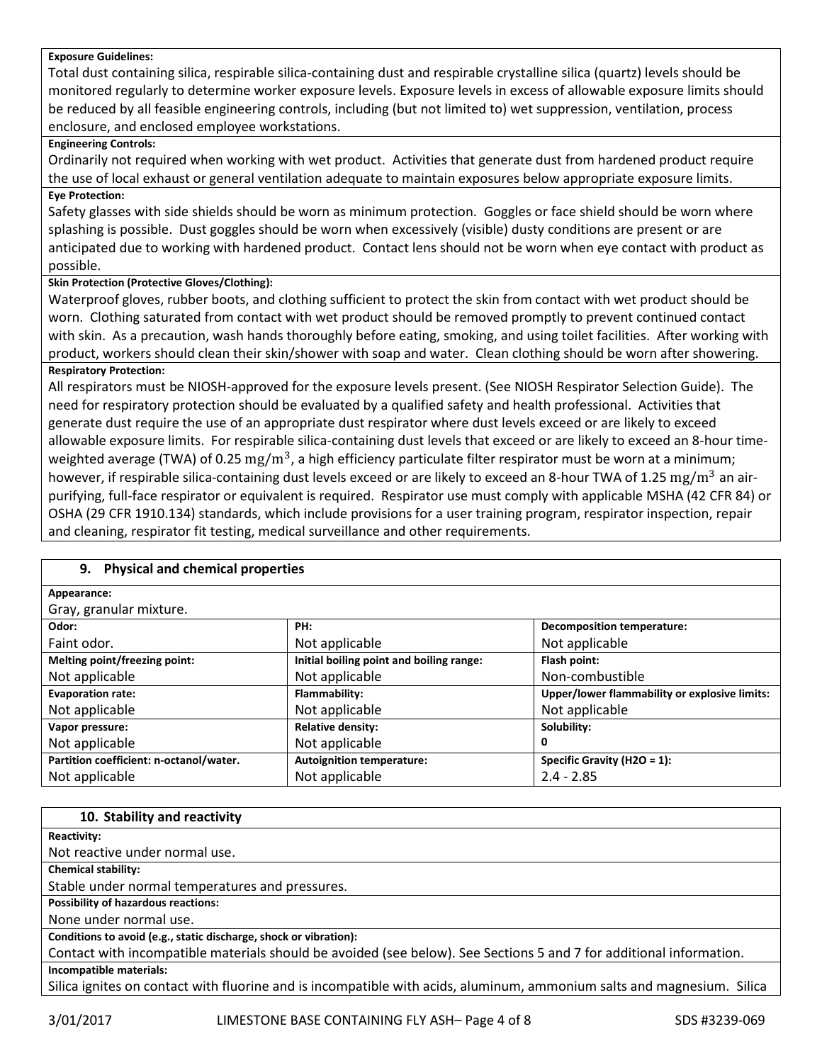**Exposure Guidelines:**

Total dust containing silica, respirable silica-containing dust and respirable crystalline silica (quartz) levels should be monitored regularly to determine worker exposure levels. Exposure levels in excess of allowable exposure limits should be reduced by all feasible engineering controls, including (but not limited to) wet suppression, ventilation, process enclosure, and enclosed employee workstations.

**Engineering Controls:**

Ordinarily not required when working with wet product. Activities that generate dust from hardened product require the use of local exhaust or general ventilation adequate to maintain exposures below appropriate exposure limits.

**Eye Protection:**

Safety glasses with side shields should be worn as minimum protection. Goggles or face shield should be worn where splashing is possible. Dust goggles should be worn when excessively (visible) dusty conditions are present or are anticipated due to working with hardened product. Contact lens should not be worn when eye contact with product as possible.

**Skin Protection (Protective Gloves/Clothing):**

Waterproof gloves, rubber boots, and clothing sufficient to protect the skin from contact with wet product should be worn. Clothing saturated from contact with wet product should be removed promptly to prevent continued contact with skin. As a precaution, wash hands thoroughly before eating, smoking, and using toilet facilities. After working with product, workers should clean their skin/shower with soap and water. Clean clothing should be worn after showering.

**Respiratory Protection:**

All respirators must be NIOSH-approved for the exposure levels present. (See NIOSH Respirator Selection Guide). The need for respiratory protection should be evaluated by a qualified safety and health professional. Activities that generate dust require the use of an appropriate dust respirator where dust levels exceed or are likely to exceed allowable exposure limits. For respirable silica-containing dust levels that exceed or are likely to exceed an 8-hour time-weighted average (TWA) of 0.25 $mg/m^3$, a high efficiency particulate filter respirator must be worn at a minimum; however, if respirable silica-containing dust levels exceed or are likely to exceed an 8-hour TWA of 1.25 $mg/m^3$ an air-purifying, full-face respirator or equivalent is required. Respirator use must comply with applicable MSHA (42 CFR 84) or OSHA (29 CFR 1910.134) standards, which include provisions for a user training program, respirator inspection, repair and cleaning, respirator fit testing, medical surveillance and other requirements.

## 9. Physical and chemical properties

**Appearance:**

Gray, granular mixture.

| **Odor:** | **PH:** | **Decomposition temperature:** |
|---|---|---|
| Faint odor. | Not applicable | Not applicable |
| **Melting point/freezing point:** | **Initial boiling point and boiling range:** | **Flash point:** |
| Not applicable | Not applicable | Non-combustible |
| **Evaporation rate:** | **Flammability:** | **Upper/lower flammability or explosive limits:** |
| Not applicable | Not applicable | Not applicable |
| **Vapor pressure:** | **Relative density:** | **Solubility:** |
| Not applicable | Not applicable | 0 |
| **Partition coefficient: n-octanol/water.** | **Autoignition temperature:** | **Specific Gravity (H2O = 1):** |
| Not applicable | Not applicable | 2.4 - 2.85 |

## 10. Stability and reactivity

**Reactivity:**

Not reactive under normal use.

**Chemical stability:**

Stable under normal temperatures and pressures.

**Possibility of hazardous reactions:**

None under normal use.

**Conditions to avoid (e.g., static discharge, shock or vibration):**

Contact with incompatible materials should be avoided (see below). See Sections 5 and 7 for additional information.

**Incompatible materials:**

Silica ignites on contact with fluorine and is incompatible with acids, aluminum, ammonium salts and magnesium. Silica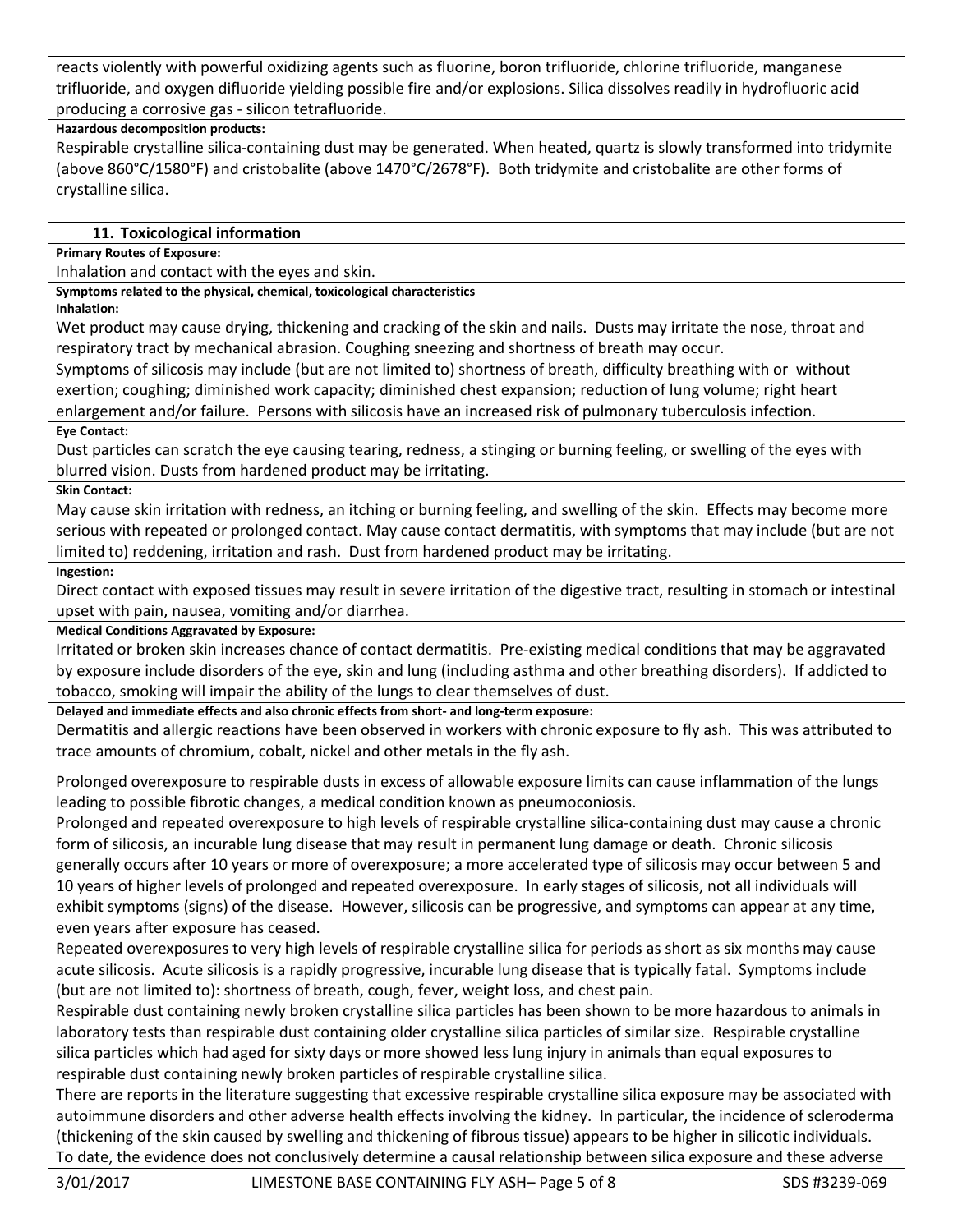reacts violently with powerful oxidizing agents such as fluorine, boron trifluoride, chlorine trifluoride, manganese trifluoride, and oxygen difluoride yielding possible fire and/or explosions. Silica dissolves readily in hydrofluoric acid producing a corrosive gas - silicon tetrafluoride.

**Hazardous decomposition products:**

Respirable crystalline silica-containing dust may be generated. When heated, quartz is slowly transformed into tridymite (above 860°C/1580°F) and cristobalite (above 1470°C/2678°F). Both tridymite and cristobalite are other forms of crystalline silica.

## 11. Toxicological information

**Primary Routes of Exposure:**

Inhalation and contact with the eyes and skin.

**Symptoms related to the physical, chemical, toxicological characteristics**

**Inhalation:**

Wet product may cause drying, thickening and cracking of the skin and nails. Dusts may irritate the nose, throat and respiratory tract by mechanical abrasion. Coughing sneezing and shortness of breath may occur.

Symptoms of silicosis may include (but are not limited to) shortness of breath, difficulty breathing with or without exertion; coughing; diminished work capacity; diminished chest expansion; reduction of lung volume; right heart enlargement and/or failure. Persons with silicosis have an increased risk of pulmonary tuberculosis infection.

**Eye Contact:**

Dust particles can scratch the eye causing tearing, redness, a stinging or burning feeling, or swelling of the eyes with blurred vision. Dusts from hardened product may be irritating.

**Skin Contact:**

May cause skin irritation with redness, an itching or burning feeling, and swelling of the skin. Effects may become more serious with repeated or prolonged contact. May cause contact dermatitis, with symptoms that may include (but are not limited to) reddening, irritation and rash. Dust from hardened product may be irritating.

**Ingestion:**

Direct contact with exposed tissues may result in severe irritation of the digestive tract, resulting in stomach or intestinal upset with pain, nausea, vomiting and/or diarrhea.

**Medical Conditions Aggravated by Exposure:**

Irritated or broken skin increases chance of contact dermatitis. Pre-existing medical conditions that may be aggravated by exposure include disorders of the eye, skin and lung (including asthma and other breathing disorders). If addicted to tobacco, smoking will impair the ability of the lungs to clear themselves of dust.

**Delayed and immediate effects and also chronic effects from short- and long-term exposure:**

Dermatitis and allergic reactions have been observed in workers with chronic exposure to fly ash. This was attributed to trace amounts of chromium, cobalt, nickel and other metals in the fly ash.

Prolonged overexposure to respirable dusts in excess of allowable exposure limits can cause inflammation of the lungs leading to possible fibrotic changes, a medical condition known as pneumoconiosis.

Prolonged and repeated overexposure to high levels of respirable crystalline silica-containing dust may cause a chronic form of silicosis, an incurable lung disease that may result in permanent lung damage or death. Chronic silicosis generally occurs after 10 years or more of overexposure; a more accelerated type of silicosis may occur between 5 and 10 years of higher levels of prolonged and repeated overexposure. In early stages of silicosis, not all individuals will exhibit symptoms (signs) of the disease. However, silicosis can be progressive, and symptoms can appear at any time, even years after exposure has ceased.

Repeated overexposures to very high levels of respirable crystalline silica for periods as short as six months may cause acute silicosis. Acute silicosis is a rapidly progressive, incurable lung disease that is typically fatal. Symptoms include (but are not limited to): shortness of breath, cough, fever, weight loss, and chest pain.

Respirable dust containing newly broken crystalline silica particles has been shown to be more hazardous to animals in laboratory tests than respirable dust containing older crystalline silica particles of similar size. Respirable crystalline silica particles which had aged for sixty days or more showed less lung injury in animals than equal exposures to respirable dust containing newly broken particles of respirable crystalline silica.

There are reports in the literature suggesting that excessive respirable crystalline silica exposure may be associated with autoimmune disorders and other adverse health effects involving the kidney. In particular, the incidence of scleroderma (thickening of the skin caused by swelling and thickening of fibrous tissue) appears to be higher in silicotic individuals. To date, the evidence does not conclusively determine a causal relationship between silica exposure and these adverse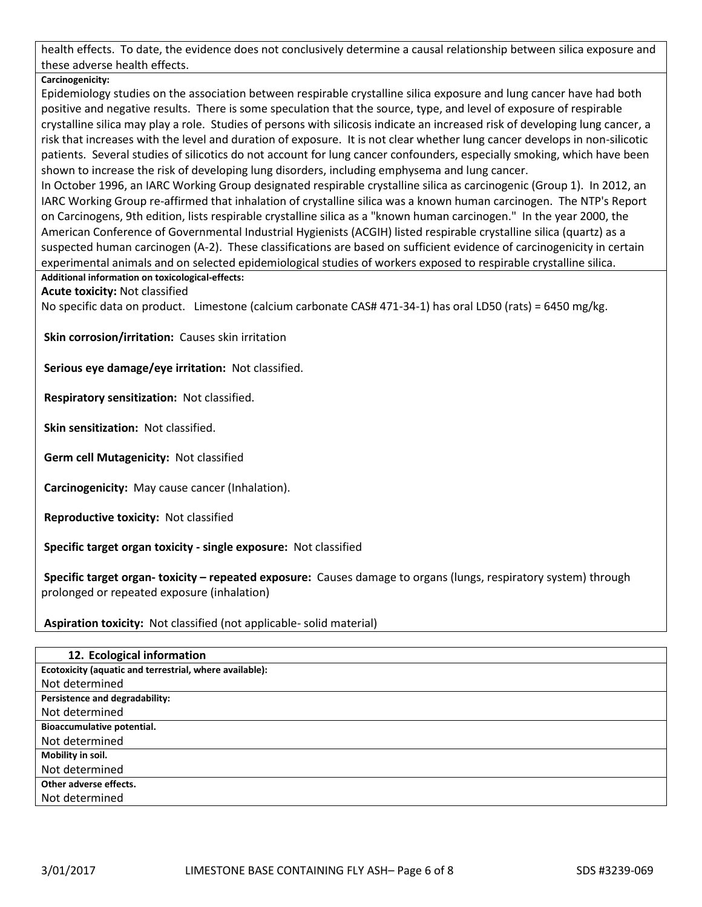health effects. To date, the evidence does not conclusively determine a causal relationship between silica exposure and these adverse health effects.

**Carcinogenicity:**

Epidemiology studies on the association between respirable crystalline silica exposure and lung cancer have had both positive and negative results. There is some speculation that the source, type, and level of exposure of respirable crystalline silica may play a role. Studies of persons with silicosis indicate an increased risk of developing lung cancer, a risk that increases with the level and duration of exposure. It is not clear whether lung cancer develops in non-silicotic patients. Several studies of silicotics do not account for lung cancer confounders, especially smoking, which have been shown to increase the risk of developing lung disorders, including emphysema and lung cancer.

In October 1996, an IARC Working Group designated respirable crystalline silica as carcinogenic (Group 1). In 2012, an IARC Working Group re-affirmed that inhalation of crystalline silica was a known human carcinogen. The NTP's Report on Carcinogens, 9th edition, lists respirable crystalline silica as a "known human carcinogen." In the year 2000, the American Conference of Governmental Industrial Hygienists (ACGIH) listed respirable crystalline silica (quartz) as a suspected human carcinogen (A-2). These classifications are based on sufficient evidence of carcinogenicity in certain experimental animals and on selected epidemiological studies of workers exposed to respirable crystalline silica.

**Additional information on toxicological-effects:**

**Acute toxicity:** Not classified

No specific data on product. Limestone (calcium carbonate CAS# 471-34-1) has oral LD50 (rats) = 6450 mg/kg.

**Skin corrosion/irritation:** Causes skin irritation

**Serious eye damage/eye irritation:** Not classified.

**Respiratory sensitization:** Not classified.

**Skin sensitization:** Not classified.

**Germ cell Mutagenicity:** Not classified

**Carcinogenicity:** May cause cancer (Inhalation).

**Reproductive toxicity:** Not classified

**Specific target organ toxicity - single exposure:** Not classified

**Specific target organ- toxicity – repeated exposure:** Causes damage to organs (lungs, respiratory system) through prolonged or repeated exposure (inhalation)

**Aspiration toxicity:** Not classified (not applicable- solid material)

## 12. Ecological information

**Ecotoxicity (aquatic and terrestrial, where available):**

Not determined

**Persistence and degradability:**

Not determined

**Bioaccumulative potential.**

Not determined

**Mobility in soil.**

Not determined

**Other adverse effects.**

Not determined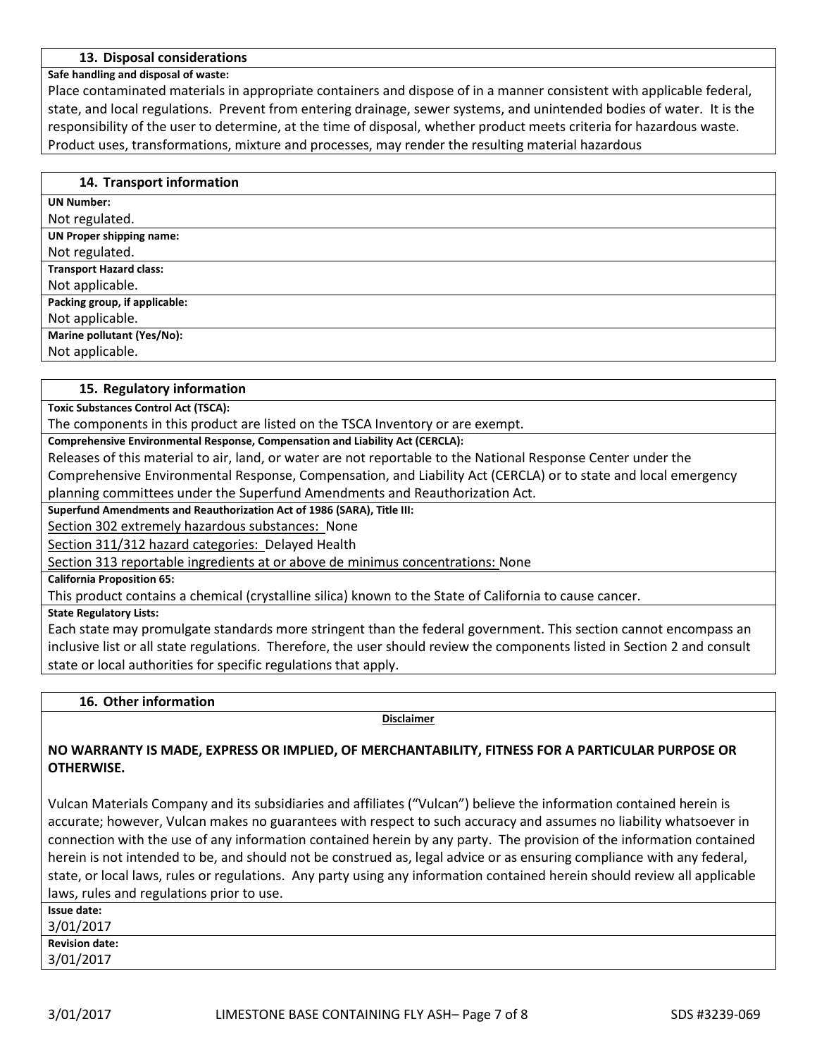## 13. Disposal considerations

**Safe handling and disposal of waste:**

Place contaminated materials in appropriate containers and dispose of in a manner consistent with applicable federal, state, and local regulations. Prevent from entering drainage, sewer systems, and unintended bodies of water. It is the responsibility of the user to determine, at the time of disposal, whether product meets criteria for hazardous waste. Product uses, transformations, mixture and processes, may render the resulting material hazardous

## 14. Transport information

**UN Number:**

Not regulated.

**UN Proper shipping name:**

Not regulated.

**Transport Hazard class:**

Not applicable.

**Packing group, if applicable:**

Not applicable.

**Marine pollutant (Yes/No):**

Not applicable.

## 15. Regulatory information

**Toxic Substances Control Act (TSCA):**

The components in this product are listed on the TSCA Inventory or are exempt.

**Comprehensive Environmental Response, Compensation and Liability Act (CERCLA):**

Releases of this material to air, land, or water are not reportable to the National Response Center under the Comprehensive Environmental Response, Compensation, and Liability Act (CERCLA) or to state and local emergency planning committees under the Superfund Amendments and Reauthorization Act.

**Superfund Amendments and Reauthorization Act of 1986 (SARA), Title III:**

Section 302 extremely hazardous substances: None

Section 311/312 hazard categories: Delayed Health

Section 313 reportable ingredients at or above de minimus concentrations: None

**California Proposition 65:**

This product contains a chemical (crystalline silica) known to the State of California to cause cancer.

**State Regulatory Lists:**

Each state may promulgate standards more stringent than the federal government. This section cannot encompass an inclusive list or all state regulations. Therefore, the user should review the components listed in Section 2 and consult state or local authorities for specific regulations that apply.

## 16. Other information

**Disclaimer**

**NO WARRANTY IS MADE, EXPRESS OR IMPLIED, OF MERCHANTABILITY, FITNESS FOR A PARTICULAR PURPOSE OR OTHERWISE.**

Vulcan Materials Company and its subsidiaries and affiliates ("Vulcan") believe the information contained herein is accurate; however, Vulcan makes no guarantees with respect to such accuracy and assumes no liability whatsoever in connection with the use of any information contained herein by any party. The provision of the information contained herein is not intended to be, and should not be construed as, legal advice or as ensuring compliance with any federal, state, or local laws, rules or regulations. Any party using any information contained herein should review all applicable laws, rules and regulations prior to use.

**Issue date:**

3/01/2017

**Revision date:**

3/01/2017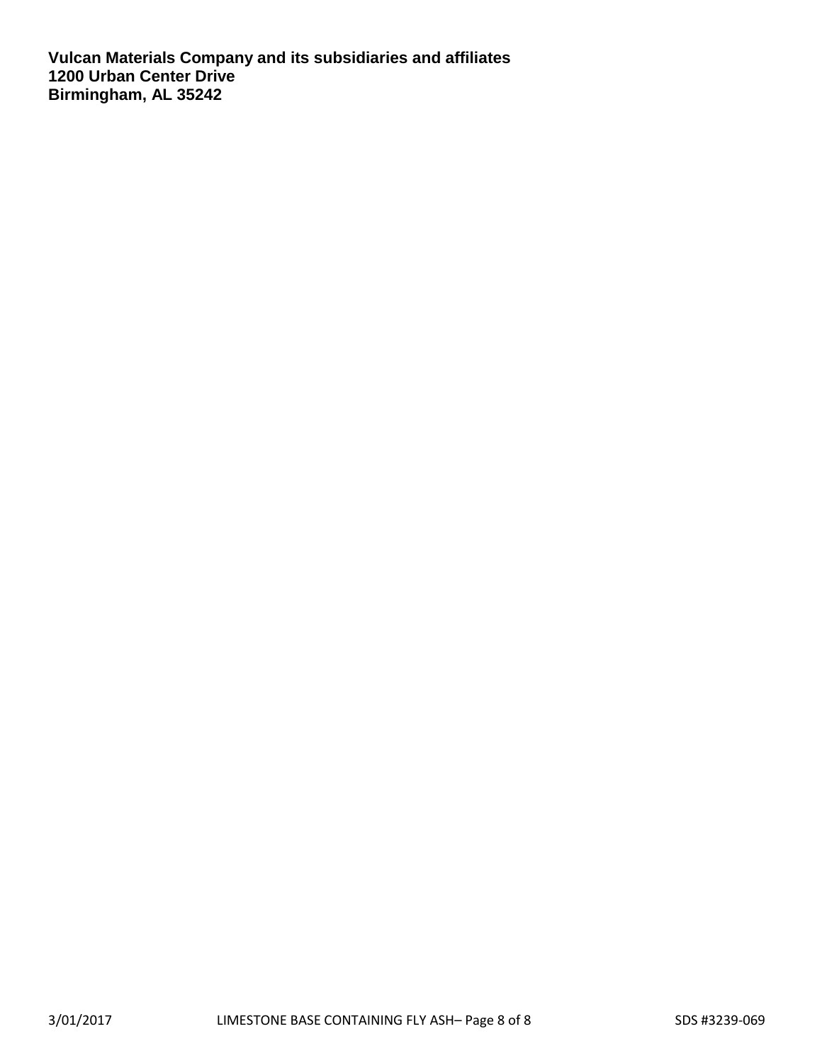**Vulcan Materials Company and its subsidiaries and affiliates**
**1200 Urban Center Drive**
**Birmingham, AL 35242**